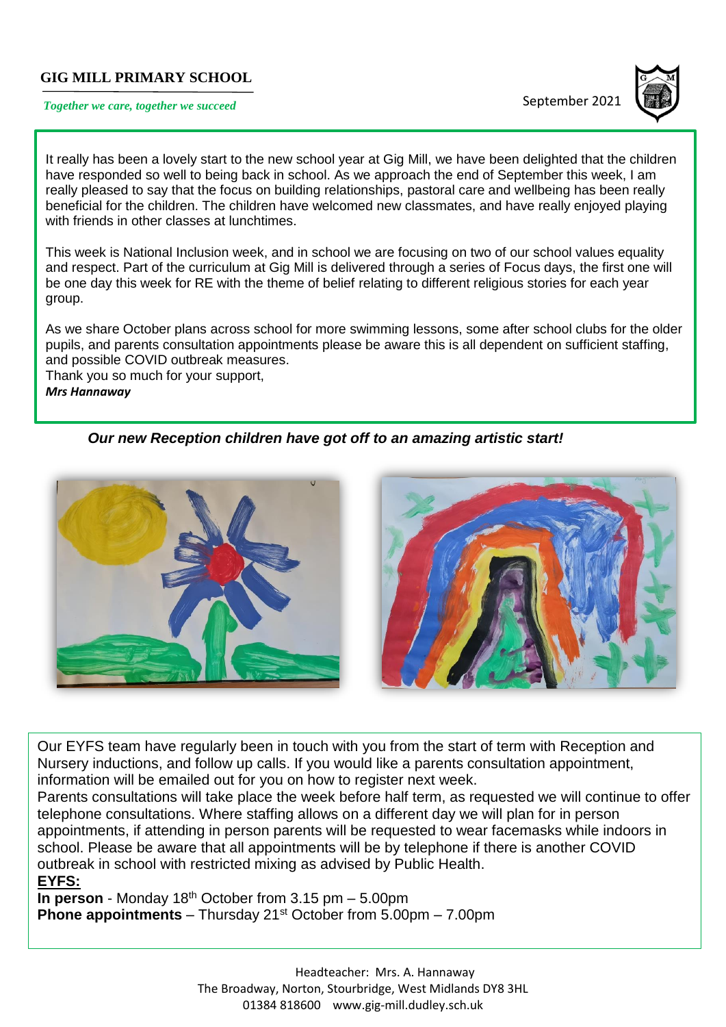**GIG MILL PRIMARY SCHOOL**

*Together we care, together we succeed*

September 2021

It really has been a lovely start to the new school year at Gig Mill, we have been delighted that the children have responded so well to being back in school. As we approach the end of September this week, I am really pleased to say that the focus on building relationships, pastoral care and wellbeing has been really beneficial for the children. The children have welcomed new classmates, and have really enjoyed playing with friends in other classes at lunchtimes.

This week is National Inclusion week, and in school we are focusing on two of our school values equality and respect. Part of the curriculum at Gig Mill is delivered through a series of Focus days, the first one will be one day this week for RE with the theme of belief relating to different religious stories for each year group.

As we share October plans across school for more swimming lessons, some after school clubs for the older pupils, and parents consultation appointments please be aware this is all dependent on sufficient staffing, and possible COVID outbreak measures.
Thank you so much for your support,
***Mrs Hannaway***

***Our new Reception children have got off to an amazing artistic start!***

Our EYFS team have regularly been in touch with you from the start of term with Reception and Nursery inductions, and follow up calls. If you would like a parents consultation appointment, information will be emailed out for you on how to register next week.
Parents consultations will take place the week before half term, as requested we will continue to offer telephone consultations. Where staffing allows on a different day we will plan for in person appointments, if attending in person parents will be requested to wear facemasks while indoors in school. Please be aware that all appointments will be by telephone if there is another COVID outbreak in school with restricted mixing as advised by Public Health.

**EYFS:**

**In person** - Monday 18th October from 3.15 pm – 5.00pm
**Phone appointments** – Thursday 21st October from 5.00pm – 7.00pm

Headteacher: Mrs. A. Hannaway
The Broadway, Norton, Stourbridge, West Midlands DY8 3HL
01384 818600 www.gig-mill.dudley.sch.uk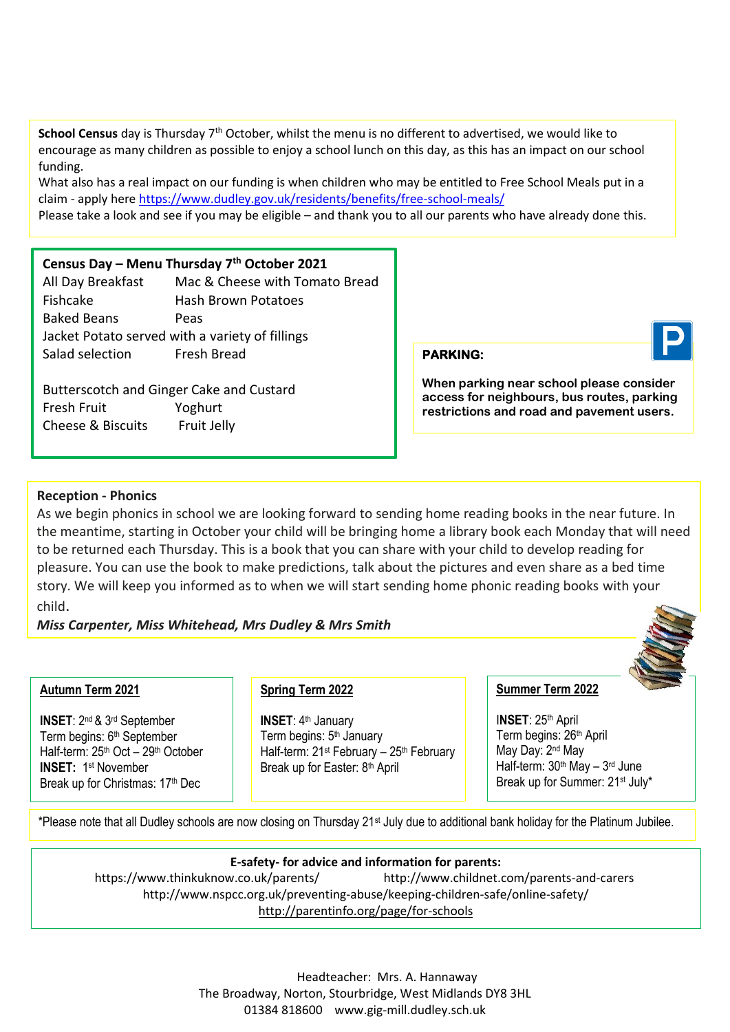**School Census** day is Thursday 7th October, whilst the menu is no different to advertised, we would like to encourage as many children as possible to enjoy a school lunch on this day, as this has an impact on our school funding.

What also has a real impact on our funding is when children who may be entitled to Free School Meals put in a claim - apply here https://www.dudley.gov.uk/residents/benefits/free-school-meals/

Please take a look and see if you may be eligible – and thank you to all our parents who have already done this.

**Census Day – Menu Thursday 7th October 2021**

| | |
|---|---|
| All Day Breakfast | Mac & Cheese with Tomato Bread |
| Fishcake | Hash Brown Potatoes |
| Baked Beans | Peas |
| Jacket Potato served with a variety of fillings | |
| Salad selection | Fresh Bread |

Butterscotch and Ginger Cake and Custard

| | |
|---|---|
| Fresh Fruit | Yoghurt |
| Cheese & Biscuits | Fruit Jelly |

**PARKING:**

**When parking near school please consider access for neighbours, bus routes, parking restrictions and road and pavement users.**

**Reception - Phonics**

As we begin phonics in school we are looking forward to sending home reading books in the near future. In the meantime, starting in October your child will be bringing home a library book each Monday that will need to be returned each Thursday. This is a book that you can share with your child to develop reading for pleasure. You can use the book to make predictions, talk about the pictures and even share as a bed time story. We will keep you informed as to when we will start sending home phonic reading books with your child.

***Miss Carpenter, Miss Whitehead, Mrs Dudley & Mrs Smith***

**Autumn Term 2021**

**INSET**: 2nd & 3rd September
Term begins: 6th September
Half-term: 25th Oct – 29th October
**INSET:** 1st November
Break up for Christmas: 17th Dec

**Spring Term 2022**

**INSET**: 4th January
Term begins: 5th January
Half-term: 21st February – 25th February
Break up for Easter: 8th April

**Summer Term 2022**

**INSET**: 25th April
Term begins: 26th April
May Day: 2nd May
Half-term: 30th May – 3rd June
Break up for Summer: 21st July*

*Please note that all Dudley schools are now closing on Thursday 21st July due to additional bank holiday for the Platinum Jubilee.

**E-safety- for advice and information for parents:**

https://www.thinkuknow.co.uk/parents/ http://www.childnet.com/parents-and-carers
http://www.nspcc.org.uk/preventing-abuse/keeping-children-safe/online-safety/
http://parentinfo.org/page/for-schools

Headteacher: Mrs. A. Hannaway
The Broadway, Norton, Stourbridge, West Midlands DY8 3HL
01384 818600 www.gig-mill.dudley.sch.uk